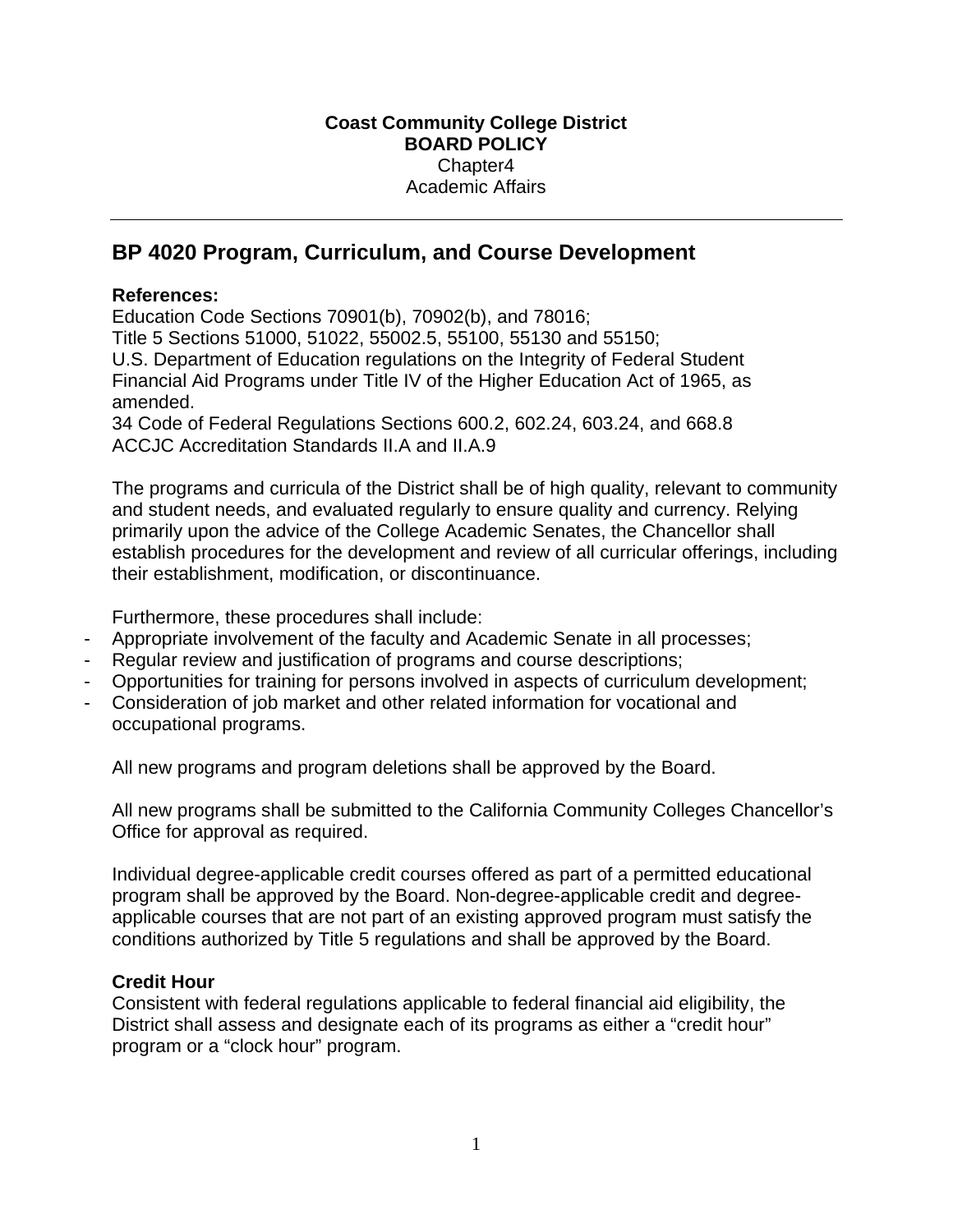**Coast Community College District**
**BOARD POLICY**
Chapter4
Academic Affairs

---

## BP 4020 Program, Curriculum, and Course Development

**References:**
Education Code Sections 70901(b), 70902(b), and 78016;
Title 5 Sections 51000, 51022, 55002.5, 55100, 55130 and 55150;
U.S. Department of Education regulations on the Integrity of Federal Student Financial Aid Programs under Title IV of the Higher Education Act of 1965, as amended.
34 Code of Federal Regulations Sections 600.2, 602.24, 603.24, and 668.8
ACCJC Accreditation Standards II.A and II.A.9

The programs and curricula of the District shall be of high quality, relevant to community and student needs, and evaluated regularly to ensure quality and currency. Relying primarily upon the advice of the College Academic Senates, the Chancellor shall establish procedures for the development and review of all curricular offerings, including their establishment, modification, or discontinuance.

Furthermore, these procedures shall include:

- Appropriate involvement of the faculty and Academic Senate in all processes;
- Regular review and justification of programs and course descriptions;
- Opportunities for training for persons involved in aspects of curriculum development;
- Consideration of job market and other related information for vocational and occupational programs.

All new programs and program deletions shall be approved by the Board.

All new programs shall be submitted to the California Community Colleges Chancellor's Office for approval as required.

Individual degree-applicable credit courses offered as part of a permitted educational program shall be approved by the Board. Non-degree-applicable credit and degree-applicable courses that are not part of an existing approved program must satisfy the conditions authorized by Title 5 regulations and shall be approved by the Board.

**Credit Hour**
Consistent with federal regulations applicable to federal financial aid eligibility, the District shall assess and designate each of its programs as either a "credit hour" program or a "clock hour" program.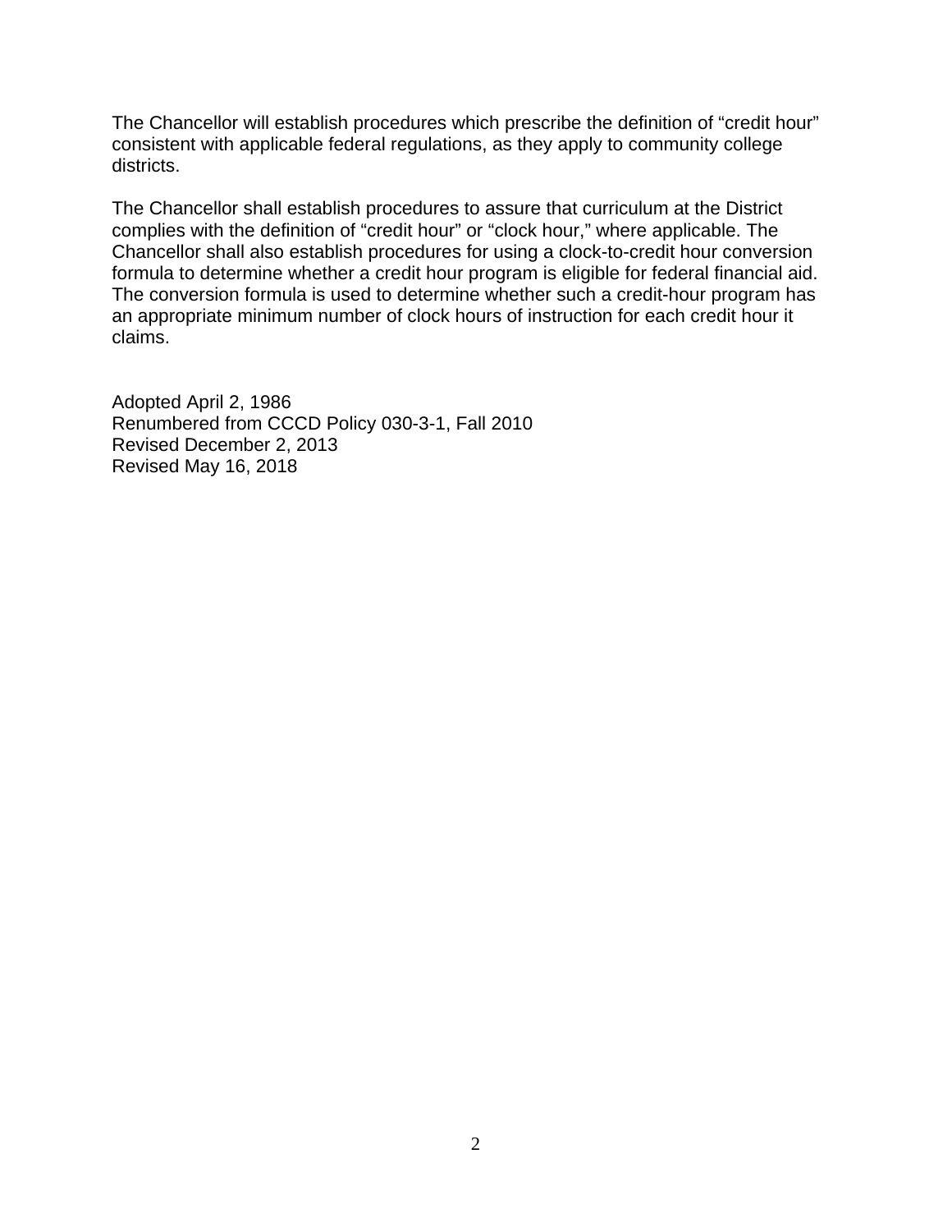The Chancellor will establish procedures which prescribe the definition of “credit hour” consistent with applicable federal regulations, as they apply to community college districts.

The Chancellor shall establish procedures to assure that curriculum at the District complies with the definition of “credit hour” or “clock hour,” where applicable. The Chancellor shall also establish procedures for using a clock-to-credit hour conversion formula to determine whether a credit hour program is eligible for federal financial aid. The conversion formula is used to determine whether such a credit-hour program has an appropriate minimum number of clock hours of instruction for each credit hour it claims.

Adopted April 2, 1986
Renumbered from CCCD Policy 030-3-1, Fall 2010
Revised December 2, 2013
Revised May 16, 2018